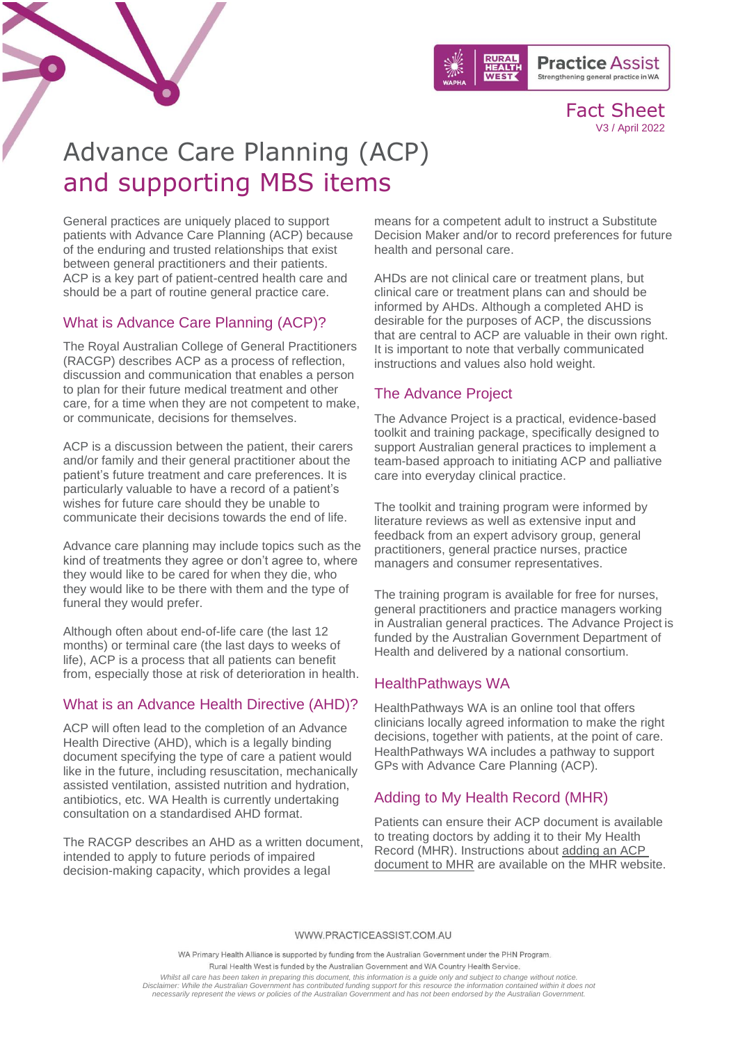Fact Sheet
V3 / April 2022

# Advance Care Planning (ACP) and supporting MBS items

General practices are uniquely placed to support patients with Advance Care Planning (ACP) because of the enduring and trusted relationships that exist between general practitioners and their patients. ACP is a key part of patient-centred health care and should be a part of routine general practice care.

## What is Advance Care Planning (ACP)?

The Royal Australian College of General Practitioners (RACGP) describes ACP as a process of reflection, discussion and communication that enables a person to plan for their future medical treatment and other care, for a time when they are not competent to make, or communicate, decisions for themselves.

ACP is a discussion between the patient, their carers and/or family and their general practitioner about the patient's future treatment and care preferences. It is particularly valuable to have a record of a patient's wishes for future care should they be unable to communicate their decisions towards the end of life.

Advance care planning may include topics such as the kind of treatments they agree or don't agree to, where they would like to be cared for when they die, who they would like to be there with them and the type of funeral they would prefer.

Although often about end-of-life care (the last 12 months) or terminal care (the last days to weeks of life), ACP is a process that all patients can benefit from, especially those at risk of deterioration in health.

## What is an Advance Health Directive (AHD)?

ACP will often lead to the completion of an Advance Health Directive (AHD), which is a legally binding document specifying the type of care a patient would like in the future, including resuscitation, mechanically assisted ventilation, assisted nutrition and hydration, antibiotics, etc. WA Health is currently undertaking consultation on a standardised AHD format.

The RACGP describes an AHD as a written document, intended to apply to future periods of impaired decision-making capacity, which provides a legal means for a competent adult to instruct a Substitute Decision Maker and/or to record preferences for future health and personal care.

AHDs are not clinical care or treatment plans, but clinical care or treatment plans can and should be informed by AHDs. Although a completed AHD is desirable for the purposes of ACP, the discussions that are central to ACP are valuable in their own right. It is important to note that verbally communicated instructions and values also hold weight.

## The Advance Project

The Advance Project is a practical, evidence-based toolkit and training package, specifically designed to support Australian general practices to implement a team-based approach to initiating ACP and palliative care into everyday clinical practice.

The toolkit and training program were informed by literature reviews as well as extensive input and feedback from an expert advisory group, general practitioners, general practice nurses, practice managers and consumer representatives.

The training program is available for free for nurses, general practitioners and practice managers working in Australian general practices. The Advance Project is funded by the Australian Government Department of Health and delivered by a national consortium.

## HealthPathways WA

HealthPathways WA is an online tool that offers clinicians locally agreed information to make the right decisions, together with patients, at the point of care. HealthPathways WA includes a pathway to support GPs with Advance Care Planning (ACP).

## Adding to My Health Record (MHR)

Patients can ensure their ACP document is available to treating doctors by adding it to their My Health Record (MHR). Instructions about adding an ACP document to MHR are available on the MHR website.

WWW.PRACTICEASSIST.COM.AU

WA Primary Health Alliance is supported by funding from the Australian Government under the PHN Program.
Rural Health West is funded by the Australian Government and WA Country Health Service.

*Whilst all care has been taken in preparing this document, this information is a guide only and subject to change without notice.
Disclaimer: While the Australian Government has contributed funding support for this resource the information contained within it does not necessarily represent the views or policies of the Australian Government and has not been endorsed by the Australian Government.*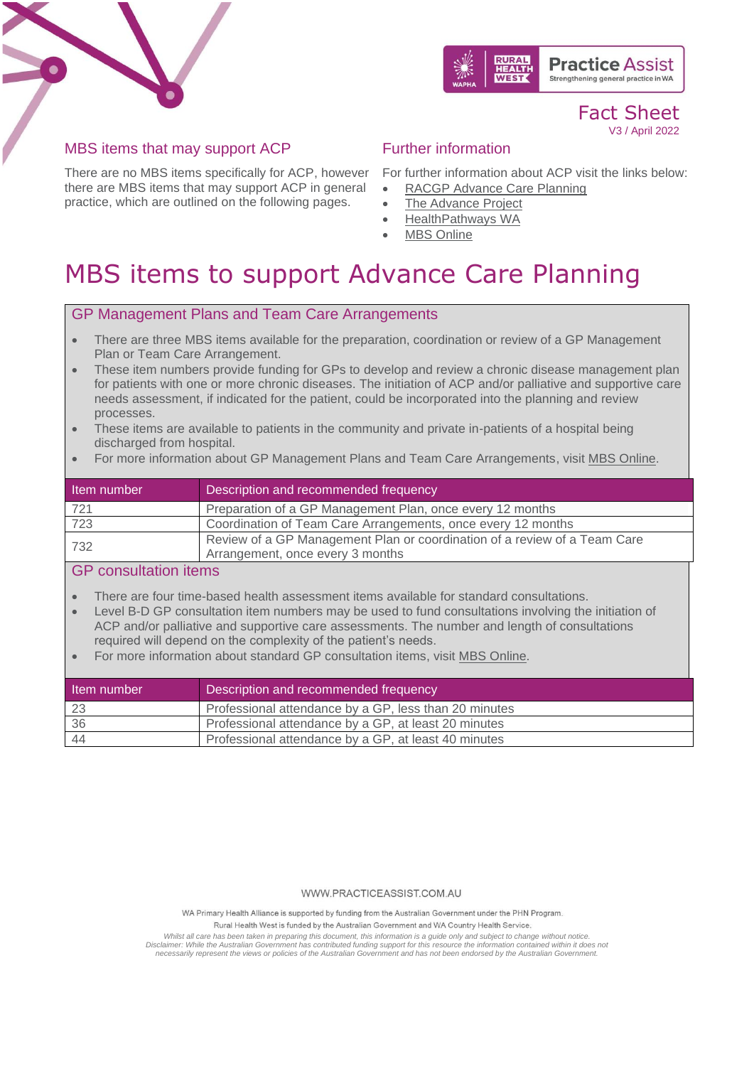## MBS items that may support ACP

There are no MBS items specifically for ACP, however there are MBS items that may support ACP in general practice, which are outlined on the following pages.

## Further information

For further information about ACP visit the links below:

- RACGP Advance Care Planning
- The Advance Project
- HealthPathways WA
- MBS Online

# MBS items to support Advance Care Planning

### GP Management Plans and Team Care Arrangements

- There are three MBS items available for the preparation, coordination or review of a GP Management Plan or Team Care Arrangement.
- These item numbers provide funding for GPs to develop and review a chronic disease management plan for patients with one or more chronic diseases. The initiation of ACP and/or palliative and supportive care needs assessment, if indicated for the patient, could be incorporated into the planning and review processes.
- These items are available to patients in the community and private in-patients of a hospital being discharged from hospital.
- For more information about GP Management Plans and Team Care Arrangements, visit MBS Online.

| Item number | Description and recommended frequency |
|---|---|
| 721 | Preparation of a GP Management Plan, once every 12 months |
| 723 | Coordination of Team Care Arrangements, once every 12 months |
| 732 | Review of a GP Management Plan or coordination of a review of a Team Care Arrangement, once every 3 months |

### GP consultation items

- There are four time-based health assessment items available for standard consultations.
- Level B-D GP consultation item numbers may be used to fund consultations involving the initiation of ACP and/or palliative and supportive care assessments. The number and length of consultations required will depend on the complexity of the patient's needs.
- For more information about standard GP consultation items, visit MBS Online.

| Item number | Description and recommended frequency |
|---|---|
| 23 | Professional attendance by a GP, less than 20 minutes |
| 36 | Professional attendance by a GP, at least 20 minutes |
| 44 | Professional attendance by a GP, at least 40 minutes |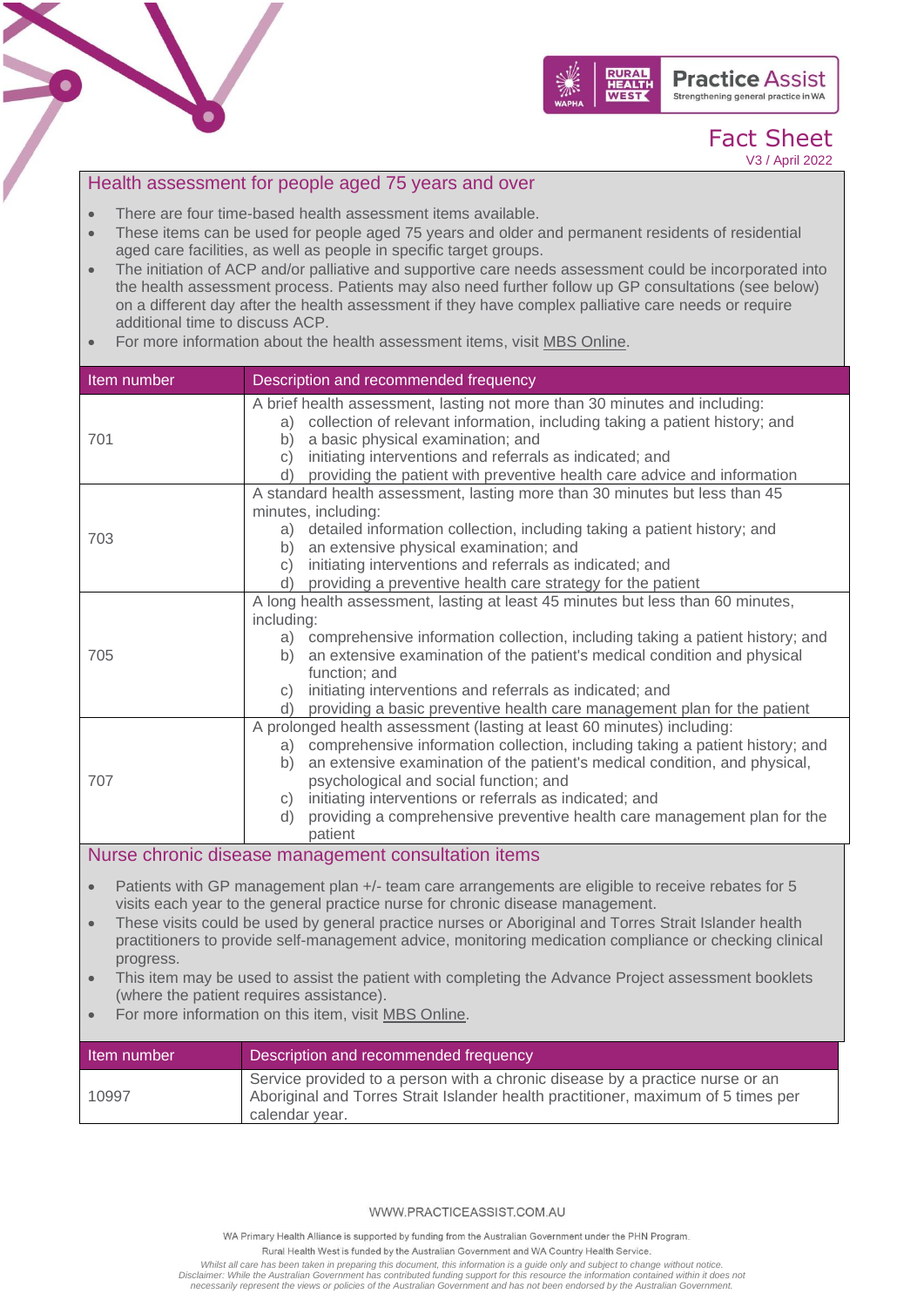## Health assessment for people aged 75 years and over

- There are four time-based health assessment items available.
- These items can be used for people aged 75 years and older and permanent residents of residential aged care facilities, as well as people in specific target groups.
- The initiation of ACP and/or palliative and supportive care needs assessment could be incorporated into the health assessment process. Patients may also need further follow up GP consultations (see below) on a different day after the health assessment if they have complex palliative care needs or require additional time to discuss ACP.
- For more information about the health assessment items, visit MBS Online.

| Item number | Description and recommended frequency |
|---|---|
| 701 | A brief health assessment, lasting not more than 30 minutes and including: a) collection of relevant information, including taking a patient history; and b) a basic physical examination; and c) initiating interventions and referrals as indicated; and d) providing the patient with preventive health care advice and information |
| 703 | A standard health assessment, lasting more than 30 minutes but less than 45 minutes, including: a) detailed information collection, including taking a patient history; and b) an extensive physical examination; and c) initiating interventions and referrals as indicated; and d) providing a preventive health care strategy for the patient |
| 705 | A long health assessment, lasting at least 45 minutes but less than 60 minutes, including: a) comprehensive information collection, including taking a patient history; and b) an extensive examination of the patient's medical condition and physical function; and c) initiating interventions and referrals as indicated; and d) providing a basic preventive health care management plan for the patient |
| 707 | A prolonged health assessment (lasting at least 60 minutes) including: a) comprehensive information collection, including taking a patient history; and b) an extensive examination of the patient's medical condition, and physical, psychological and social function; and c) initiating interventions or referrals as indicated; and d) providing a comprehensive preventive health care management plan for the patient |

## Nurse chronic disease management consultation items

- Patients with GP management plan +/- team care arrangements are eligible to receive rebates for 5 visits each year to the general practice nurse for chronic disease management.
- These visits could be used by general practice nurses or Aboriginal and Torres Strait Islander health practitioners to provide self-management advice, monitoring medication compliance or checking clinical progress.
- This item may be used to assist the patient with completing the Advance Project assessment booklets (where the patient requires assistance).
- For more information on this item, visit MBS Online.

| Item number | Description and recommended frequency |
|---|---|
| 10997 | Service provided to a person with a chronic disease by a practice nurse or an Aboriginal and Torres Strait Islander health practitioner, maximum of 5 times per calendar year. |